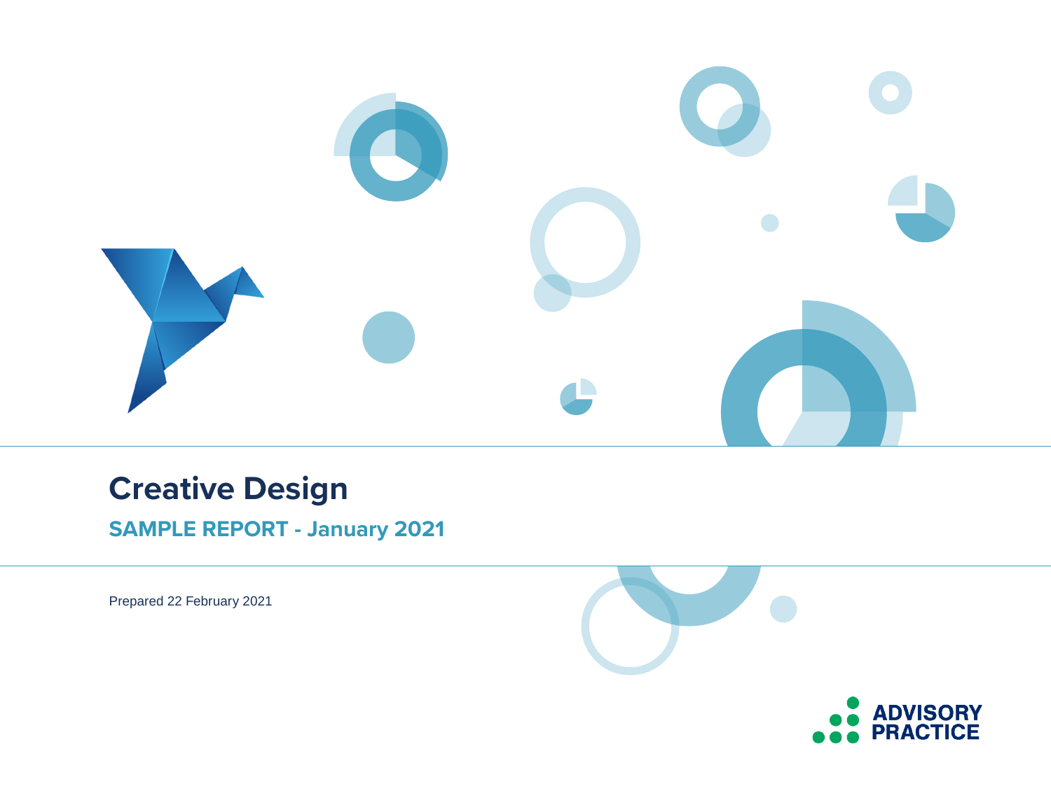# Creative Design

## SAMPLE REPORT - January 2021

Prepared 22 February 2021

ADVISORY PRACTICE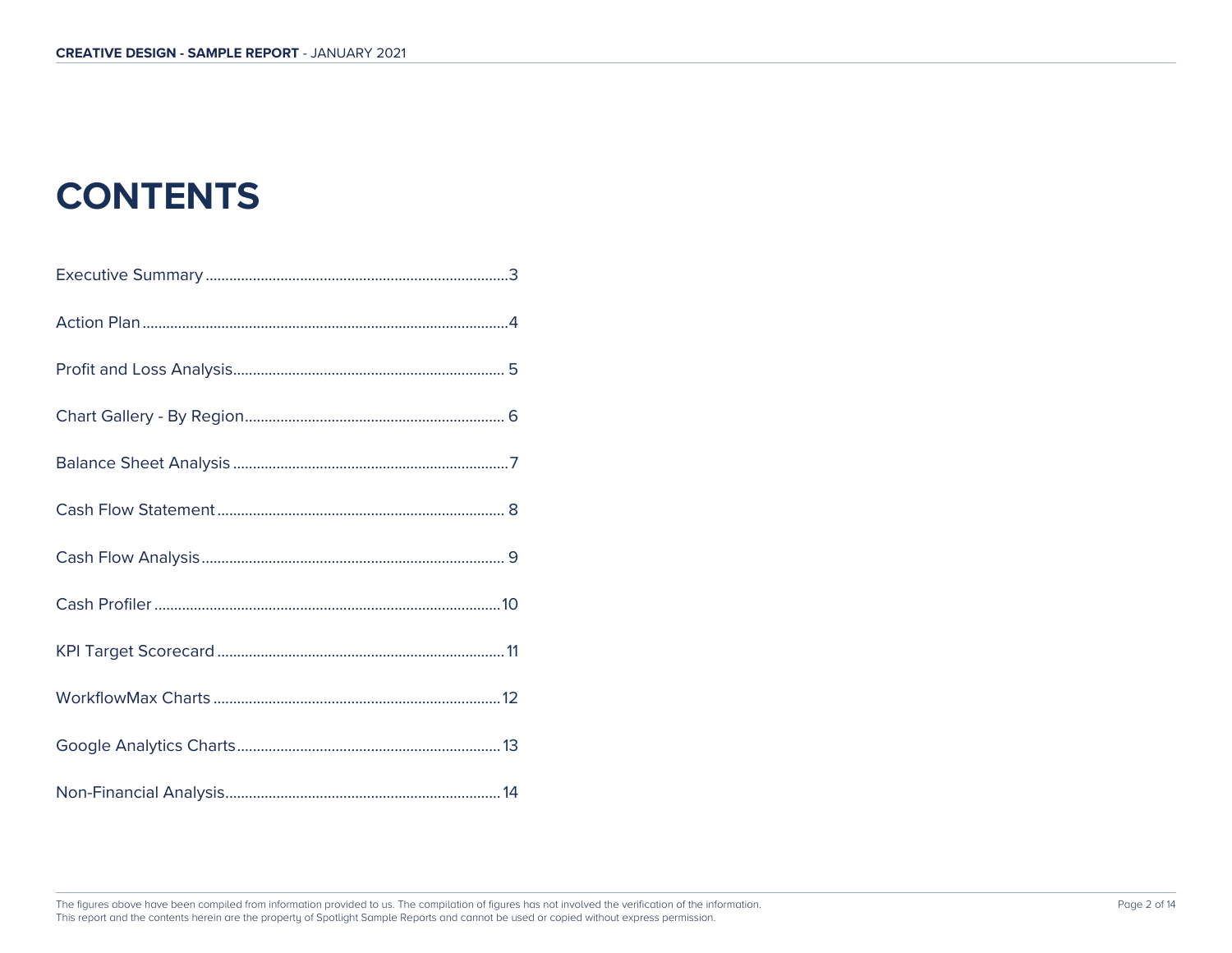# CONTENTS

Executive Summary ............................................................................3

Action Plan ............................................................................................4

Profit and Loss Analysis.................................................................... 5

Chart Gallery - By Region................................................................. 6

Balance Sheet Analysis ......................................................................7

Cash Flow Statement ......................................................................... 8

Cash Flow Analysis ............................................................................. 9

Cash Profiler ........................................................................................10

KPI Target Scorecard ......................................................................... 11

WorkflowMax Charts .........................................................................12

Google Analytics Charts.................................................................. 13

Non-Financial Analysis...................................................................... 14

The figures above have been compiled from information provided to us. The compilation of figures has not involved the verification of the information.
This report and the contents herein are the property of Spotlight Sample Reports and cannot be used or copied without express permission.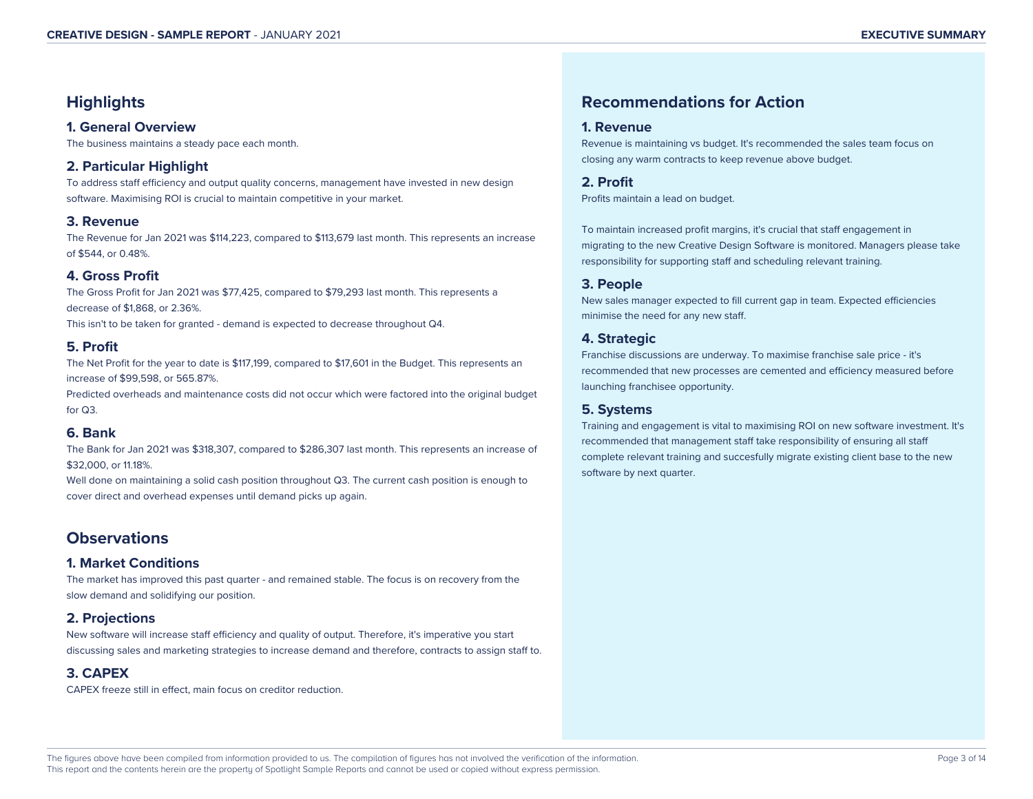## Highlights

### 1. General Overview

The business maintains a steady pace each month.

### 2. Particular Highlight

To address staff efficiency and output quality concerns, management have invested in new design software. Maximising ROI is crucial to maintain competitive in your market.

### 3. Revenue

The Revenue for Jan 2021 was $114,223, compared to $113,679 last month. This represents an increase of $544, or 0.48%.

### 4. Gross Profit

The Gross Profit for Jan 2021 was $77,425, compared to $79,293 last month. This represents a decrease of $1,868, or 2.36%.

This isn't to be taken for granted - demand is expected to decrease throughout Q4.

### 5. Profit

The Net Profit for the year to date is $117,199, compared to $17,601 in the Budget. This represents an increase of $99,598, or 565.87%.

Predicted overheads and maintenance costs did not occur which were factored into the original budget for Q3.

### 6. Bank

The Bank for Jan 2021 was $318,307, compared to $286,307 last month. This represents an increase of $32,000, or 11.18%.

Well done on maintaining a solid cash position throughout Q3. The current cash position is enough to cover direct and overhead expenses until demand picks up again.

## Observations

### 1. Market Conditions

The market has improved this past quarter - and remained stable. The focus is on recovery from the slow demand and solidifying our position.

### 2. Projections

New software will increase staff efficiency and quality of output. Therefore, it's imperative you start discussing sales and marketing strategies to increase demand and therefore, contracts to assign staff to.

### 3. CAPEX

CAPEX freeze still in effect, main focus on creditor reduction.

## Recommendations for Action

### 1. Revenue

Revenue is maintaining vs budget. It's recommended the sales team focus on closing any warm contracts to keep revenue above budget.

### 2. Profit

Profits maintain a lead on budget.

To maintain increased profit margins, it's crucial that staff engagement in migrating to the new Creative Design Software is monitored. Managers please take responsibility for supporting staff and scheduling relevant training.

### 3. People

New sales manager expected to fill current gap in team. Expected efficiencies minimise the need for any new staff.

### 4. Strategic

Franchise discussions are underway. To maximise franchise sale price - it's recommended that new processes are cemented and efficiency measured before launching franchisee opportunity.

### 5. Systems

Training and engagement is vital to maximising ROI on new software investment. It's recommended that management staff take responsibility of ensuring all staff complete relevant training and succesfully migrate existing client base to the new software by next quarter.

The figures above have been compiled from information provided to us. The compilation of figures has not involved the verification of the information.
This report and the contents herein are the property of Spotlight Sample Reports and cannot be used or copied without express permission.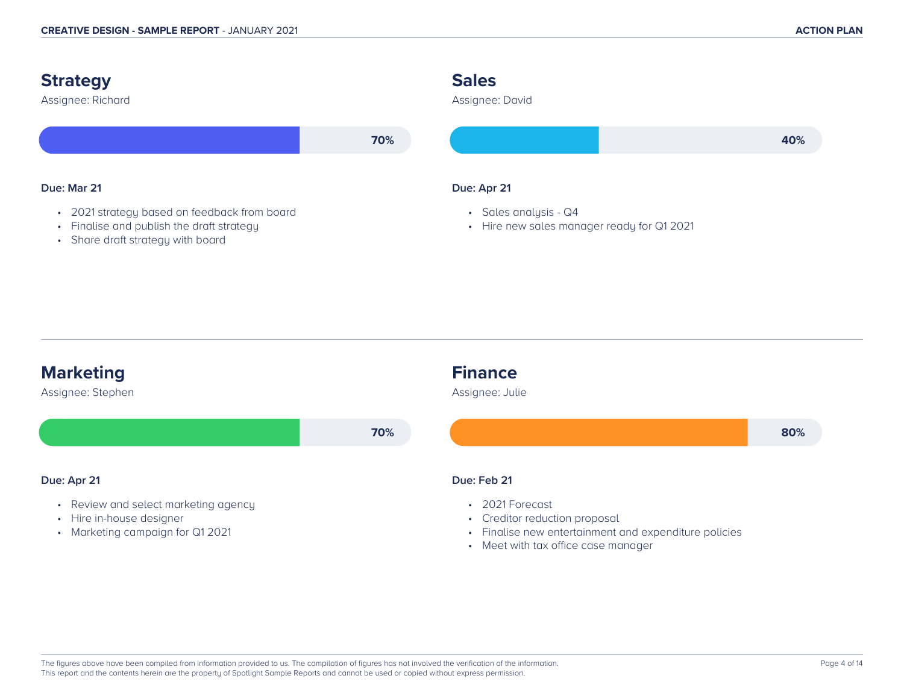## Strategy

Assignee: Richard

70%

**Due: Mar 21**

- 2021 strategy based on feedback from board
- Finalise and publish the draft strategy
- Share draft strategy with board

## Sales

Assignee: David

40%

**Due: Apr 21**

- Sales analysis - Q4
- Hire new sales manager ready for Q1 2021

## Marketing

Assignee: Stephen

70%

**Due: Apr 21**

- Review and select marketing agency
- Hire in-house designer
- Marketing campaign for Q1 2021

## Finance

Assignee: Julie

80%

**Due: Feb 21**

- 2021 Forecast
- Creditor reduction proposal
- Finalise new entertainment and expenditure policies
- Meet with tax office case manager

The figures above have been compiled from information provided to us. The compilation of figures has not involved the verification of the information.
This report and the contents herein are the property of Spotlight Sample Reports and cannot be used or copied without express permission.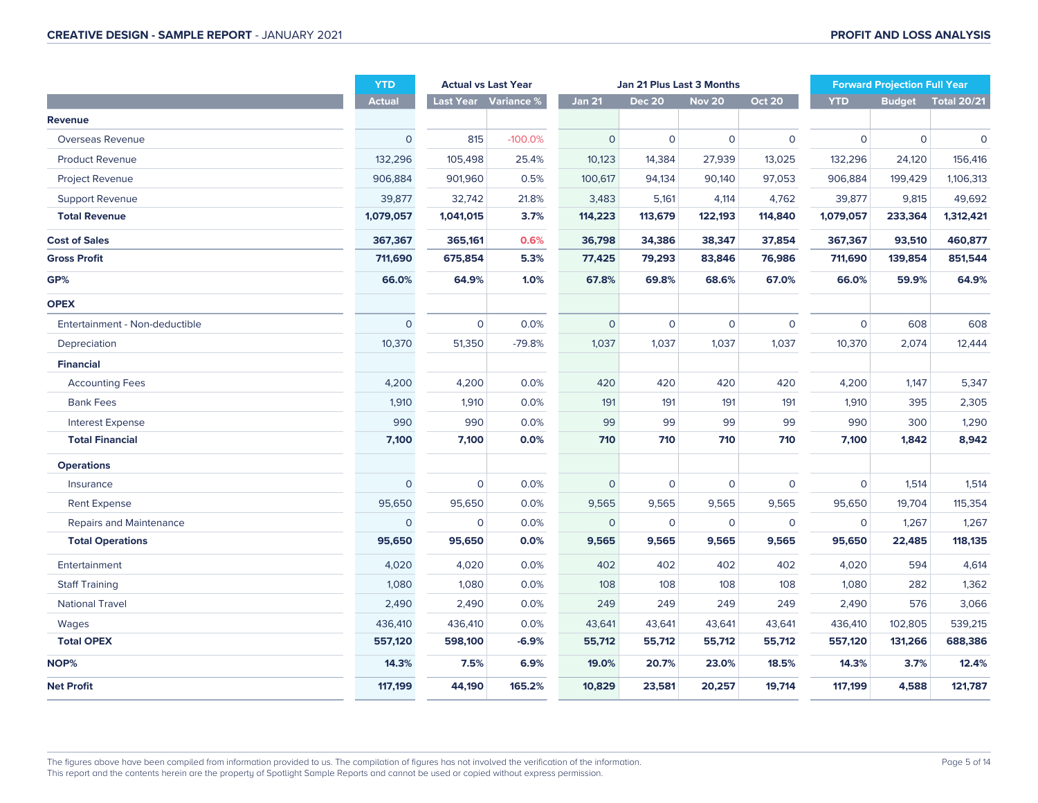**CREATIVE DESIGN - SAMPLE REPORT** - JANUARY 2021

**PROFIT AND LOSS ANALYSIS**

| | YTD | Actual vs Last Year | | Jan 21 Plus Last 3 Months | | | | Forward Projection Full Year | | |
|---|---|---|---|---|---|---|---|---|---|---|
| | Actual | Last Year | Variance % | Jan 21 | Dec 20 | Nov 20 | Oct 20 | YTD | Budget | Total 20/21 |
| **Revenue** | | | | | | | | | | |
| Overseas Revenue | 0 | 815 | -100.0% | 0 | 0 | 0 | 0 | 0 | 0 | 0 |
| Product Revenue | 132,296 | 105,498 | 25.4% | 10,123 | 14,384 | 27,939 | 13,025 | 132,296 | 24,120 | 156,416 |
| Project Revenue | 906,884 | 901,960 | 0.5% | 100,617 | 94,134 | 90,140 | 97,053 | 906,884 | 199,429 | 1,106,313 |
| Support Revenue | 39,877 | 32,742 | 21.8% | 3,483 | 5,161 | 4,114 | 4,762 | 39,877 | 9,815 | 49,692 |
| **Total Revenue** | **1,079,057** | **1,041,015** | **3.7%** | **114,223** | **113,679** | **122,193** | **114,840** | **1,079,057** | **233,364** | **1,312,421** |
| **Cost of Sales** | **367,367** | **365,161** | **0.6%** | **36,798** | **34,386** | **38,347** | **37,854** | **367,367** | **93,510** | **460,877** |
| **Gross Profit** | **711,690** | **675,854** | **5.3%** | **77,425** | **79,293** | **83,846** | **76,986** | **711,690** | **139,854** | **851,544** |
| **GP%** | **66.0%** | **64.9%** | **1.0%** | **67.8%** | **69.8%** | **68.6%** | **67.0%** | **66.0%** | **59.9%** | **64.9%** |
| **OPEX** | | | | | | | | | | |
| Entertainment - Non-deductible | 0 | 0 | 0.0% | 0 | 0 | 0 | 0 | 0 | 608 | 608 |
| Depreciation | 10,370 | 51,350 | -79.8% | 1,037 | 1,037 | 1,037 | 1,037 | 10,370 | 2,074 | 12,444 |
| **Financial** | | | | | | | | | | |
| Accounting Fees | 4,200 | 4,200 | 0.0% | 420 | 420 | 420 | 420 | 4,200 | 1,147 | 5,347 |
| Bank Fees | 1,910 | 1,910 | 0.0% | 191 | 191 | 191 | 191 | 1,910 | 395 | 2,305 |
| Interest Expense | 990 | 990 | 0.0% | 99 | 99 | 99 | 99 | 990 | 300 | 1,290 |
| **Total Financial** | **7,100** | **7,100** | **0.0%** | **710** | **710** | **710** | **710** | **7,100** | **1,842** | **8,942** |
| **Operations** | | | | | | | | | | |
| Insurance | 0 | 0 | 0.0% | 0 | 0 | 0 | 0 | 0 | 1,514 | 1,514 |
| Rent Expense | 95,650 | 95,650 | 0.0% | 9,565 | 9,565 | 9,565 | 9,565 | 95,650 | 19,704 | 115,354 |
| Repairs and Maintenance | 0 | 0 | 0.0% | 0 | 0 | 0 | 0 | 0 | 1,267 | 1,267 |
| **Total Operations** | **95,650** | **95,650** | **0.0%** | **9,565** | **9,565** | **9,565** | **9,565** | **95,650** | **22,485** | **118,135** |
| Entertainment | 4,020 | 4,020 | 0.0% | 402 | 402 | 402 | 402 | 4,020 | 594 | 4,614 |
| Staff Training | 1,080 | 1,080 | 0.0% | 108 | 108 | 108 | 108 | 1,080 | 282 | 1,362 |
| National Travel | 2,490 | 2,490 | 0.0% | 249 | 249 | 249 | 249 | 2,490 | 576 | 3,066 |
| Wages | 436,410 | 436,410 | 0.0% | 43,641 | 43,641 | 43,641 | 43,641 | 436,410 | 102,805 | 539,215 |
| **Total OPEX** | **557,120** | **598,100** | **-6.9%** | **55,712** | **55,712** | **55,712** | **55,712** | **557,120** | **131,266** | **688,386** |
| **NOP%** | **14.3%** | **7.5%** | **6.9%** | **19.0%** | **20.7%** | **23.0%** | **18.5%** | **14.3%** | **3.7%** | **12.4%** |
| **Net Profit** | **117,199** | **44,190** | **165.2%** | **10,829** | **23,581** | **20,257** | **19,714** | **117,199** | **4,588** | **121,787** |

The figures above have been compiled from information provided to us. The compilation of figures has not involved the verification of the information.
This report and the contents herein are the property of Spotlight Sample Reports and cannot be used or copied without express permission.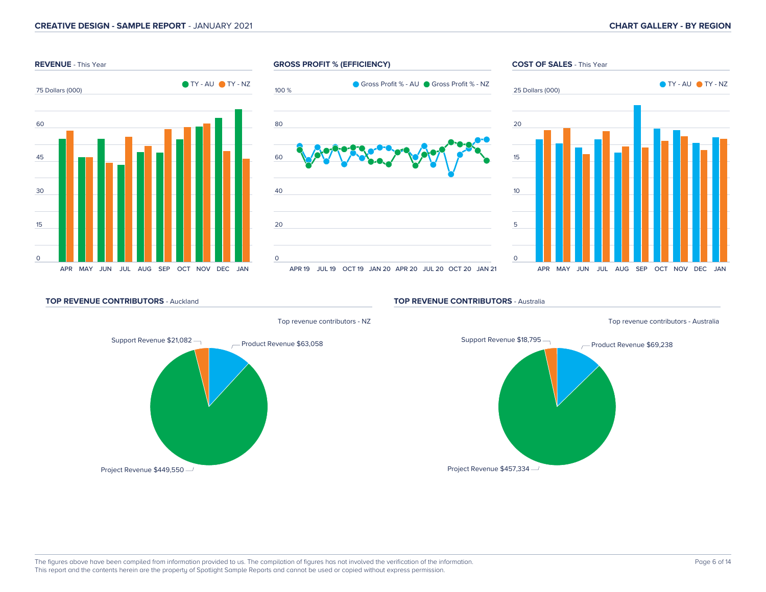### REVENUE - This Year

TY - AU  TY - NZ

75 Dollars (000)

60
45
30
15
0

APR MAY JUN JUL AUG SEP OCT NOV DEC JAN

### GROSS PROFIT % (EFFICIENCY)

Gross Profit % - AU  Gross Profit % - NZ

100 %

80
60
40
20
0

APR 19 JUL 19 OCT 19 JAN 20 APR 20 JUL 20 OCT 20 JAN 21

### COST OF SALES - This Year

TY - AU  TY - NZ

25 Dollars (000)

20
15
10
5
0

APR MAY JUN JUL AUG SEP OCT NOV DEC JAN

### TOP REVENUE CONTRIBUTORS - Auckland

Top revenue contributors - NZ

- Support Revenue $21,082
- Product Revenue $63,058
- Project Revenue $449,550

### TOP REVENUE CONTRIBUTORS - Australia

Top revenue contributors - Australia

- Support Revenue $18,795
- Product Revenue $69,238
- Project Revenue $457,334

The figures above have been compiled from information provided to us. The compilation of figures has not involved the verification of the information.
This report and the contents herein are the property of Spotlight Sample Reports and cannot be used or copied without express permission.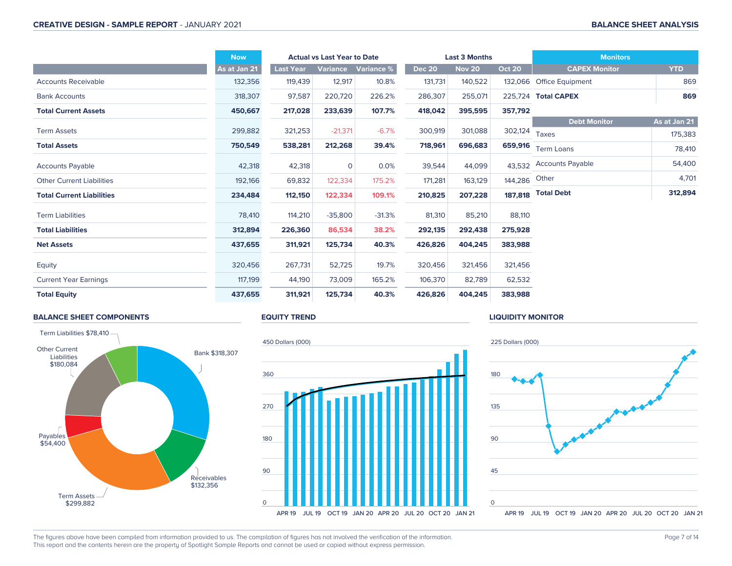# CREATIVE DESIGN - SAMPLE REPORT - JANUARY 2021

## BALANCE SHEET ANALYSIS

| | Now | Actual vs Last Year to Date | | | Last 3 Months | | |
|---|---|---|---|---|---|---|---|
| | As at Jan 21 | Last Year | Variance | Variance % | Dec 20 | Nov 20 | Oct 20 |
| Accounts Receivable | 132,356 | 119,439 | 12,917 | 10.8% | 131,731 | 140,522 | 132,066 |
| Bank Accounts | 318,307 | 97,587 | 220,720 | 226.2% | 286,307 | 255,071 | 225,724 |
| **Total Current Assets** | **450,667** | **217,028** | **233,639** | **107.7%** | **418,042** | **395,595** | **357,792** |
| Term Assets | 299,882 | 321,253 | -21,371 | -6.7% | 300,919 | 301,088 | 302,124 |
| **Total Assets** | **750,549** | **538,281** | **212,268** | **39.4%** | **718,961** | **696,683** | **659,916** |
| Accounts Payable | 42,318 | 42,318 | 0 | 0.0% | 39,544 | 44,099 | 43,532 |
| Other Current Liabilities | 192,166 | 69,832 | 122,334 | 175.2% | 171,281 | 163,129 | 144,286 |
| **Total Current Liabilities** | **234,484** | **112,150** | **122,334** | **109.1%** | **210,825** | **207,228** | **187,818** |
| Term Liabilities | 78,410 | 114,210 | -35,800 | -31.3% | 81,310 | 85,210 | 88,110 |
| **Total Liabilities** | **312,894** | **226,360** | **86,534** | **38.2%** | **292,135** | **292,438** | **275,928** |
| **Net Assets** | **437,655** | **311,921** | **125,734** | **40.3%** | **426,826** | **404,245** | **383,988** |
| Equity | 320,456 | 267,731 | 52,725 | 19.7% | 320,456 | 321,456 | 321,456 |
| Current Year Earnings | 117,199 | 44,190 | 73,009 | 165.2% | 106,370 | 82,789 | 62,532 |
| **Total Equity** | **437,655** | **311,921** | **125,734** | **40.3%** | **426,826** | **404,245** | **383,988** |

### Monitors

| CAPEX Monitor | YTD |
|---|---|
| Office Equipment | 869 |
| **Total CAPEX** | **869** |

| Debt Monitor | As at Jan 21 |
|---|---|
| Taxes | 175,383 |
| Term Loans | 78,410 |
| Accounts Payable | 54,400 |
| Other | 4,701 |
| **Total Debt** | **312,894** |

### BALANCE SHEET COMPONENTS

Term Liabilities $78,410
Other Current Liabilities $180,084
Payables $54,400
Term Assets $299,882
Receivables $132,356
Bank $318,307

### EQUITY TREND

450 Dollars (000); 360; 270; 180; 90; 0

APR 19, JUL 19, OCT 19, JAN 20, APR 20, JUL 20, OCT 20, JAN 21

### LIQUIDITY MONITOR

225 Dollars (000); 180; 135; 90; 45; 0

APR 19, JUL 19, OCT 19, JAN 20, APR 20, JUL 20, OCT 20, JAN 21

The figures above have been compiled from information provided to us. The compilation of figures has not involved the verification of the information.
This report and the contents herein are the property of Spotlight Sample Reports and cannot be used or copied without express permission.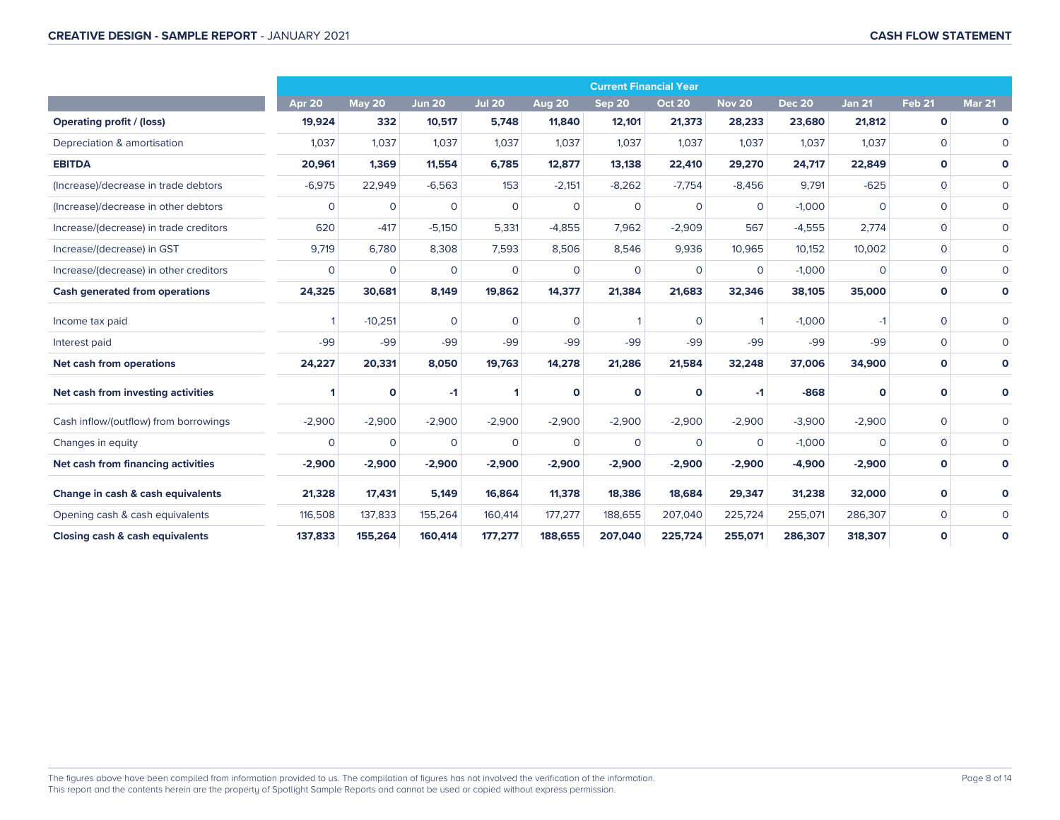## CASH FLOW STATEMENT

| | Current Financial Year | | | | | | | | | | | |
|---|---|---|---|---|---|---|---|---|---|---|---|---|
| | Apr 20 | May 20 | Jun 20 | Jul 20 | Aug 20 | Sep 20 | Oct 20 | Nov 20 | Dec 20 | Jan 21 | Feb 21 | Mar 21 |
| **Operating profit / (loss)** | **19,924** | **332** | **10,517** | **5,748** | **11,840** | **12,101** | **21,373** | **28,233** | **23,680** | **21,812** | **0** | **0** |
| Depreciation & amortisation | 1,037 | 1,037 | 1,037 | 1,037 | 1,037 | 1,037 | 1,037 | 1,037 | 1,037 | 1,037 | 0 | 0 |
| **EBITDA** | **20,961** | **1,369** | **11,554** | **6,785** | **12,877** | **13,138** | **22,410** | **29,270** | **24,717** | **22,849** | **0** | **0** |
| (Increase)/decrease in trade debtors | -6,975 | 22,949 | -6,563 | 153 | -2,151 | -8,262 | -7,754 | -8,456 | 9,791 | -625 | 0 | 0 |
| (Increase)/decrease in other debtors | 0 | 0 | 0 | 0 | 0 | 0 | 0 | 0 | -1,000 | 0 | 0 | 0 |
| Increase/(decrease) in trade creditors | 620 | -417 | -5,150 | 5,331 | -4,855 | 7,962 | -2,909 | 567 | -4,555 | 2,774 | 0 | 0 |
| Increase/(decrease) in GST | 9,719 | 6,780 | 8,308 | 7,593 | 8,506 | 8,546 | 9,936 | 10,965 | 10,152 | 10,002 | 0 | 0 |
| Increase/(decrease) in other creditors | 0 | 0 | 0 | 0 | 0 | 0 | 0 | 0 | -1,000 | 0 | 0 | 0 |
| **Cash generated from operations** | **24,325** | **30,681** | **8,149** | **19,862** | **14,377** | **21,384** | **21,683** | **32,346** | **38,105** | **35,000** | **0** | **0** |
| Income tax paid | 1 | -10,251 | 0 | 0 | 0 | 1 | 0 | 1 | -1,000 | -1 | 0 | 0 |
| Interest paid | -99 | -99 | -99 | -99 | -99 | -99 | -99 | -99 | -99 | -99 | 0 | 0 |
| **Net cash from operations** | **24,227** | **20,331** | **8,050** | **19,763** | **14,278** | **21,286** | **21,584** | **32,248** | **37,006** | **34,900** | **0** | **0** |
| **Net cash from investing activities** | **1** | **0** | **-1** | **1** | **0** | **0** | **0** | **-1** | **-868** | **0** | **0** | **0** |
| Cash inflow/(outflow) from borrowings | -2,900 | -2,900 | -2,900 | -2,900 | -2,900 | -2,900 | -2,900 | -2,900 | -3,900 | -2,900 | 0 | 0 |
| Changes in equity | 0 | 0 | 0 | 0 | 0 | 0 | 0 | 0 | -1,000 | 0 | 0 | 0 |
| **Net cash from financing activities** | **-2,900** | **-2,900** | **-2,900** | **-2,900** | **-2,900** | **-2,900** | **-2,900** | **-2,900** | **-4,900** | **-2,900** | **0** | **0** |
| **Change in cash & cash equivalents** | **21,328** | **17,431** | **5,149** | **16,864** | **11,378** | **18,386** | **18,684** | **29,347** | **31,238** | **32,000** | **0** | **0** |
| Opening cash & cash equivalents | 116,508 | 137,833 | 155,264 | 160,414 | 177,277 | 188,655 | 207,040 | 225,724 | 255,071 | 286,307 | 0 | 0 |
| **Closing cash & cash equivalents** | **137,833** | **155,264** | **160,414** | **177,277** | **188,655** | **207,040** | **225,724** | **255,071** | **286,307** | **318,307** | **0** | **0** |

The figures above have been compiled from information provided to us. The compilation of figures has not involved the verification of the information.
This report and the contents herein are the property of Spotlight Sample Reports and cannot be used or copied without express permission.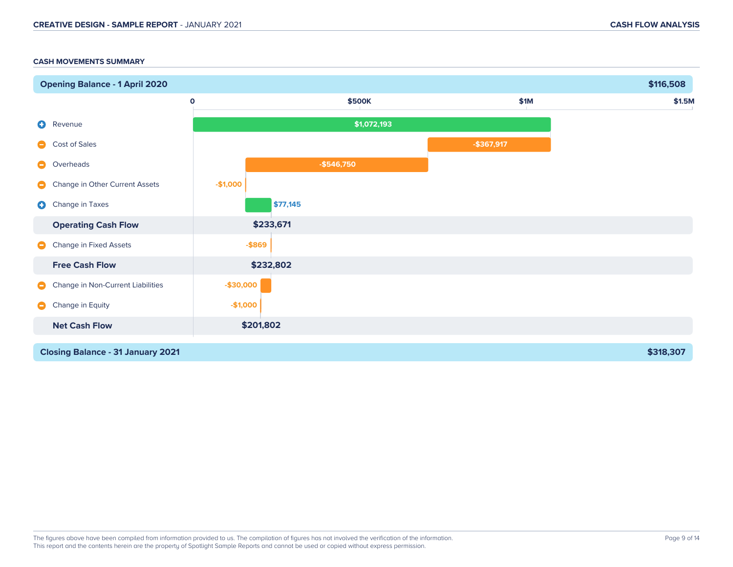## CASH MOVEMENTS SUMMARY

| Item | Amount |
| --- | --- |
| **Opening Balance - 1 April 2020** | **$116,508** |
| Revenue | $1,072,193 |
| Cost of Sales | -$367,917 |
| Overheads | -$546,750 |
| Change in Other Current Assets | -$1,000 |
| Change in Taxes | $77,145 |
| **Operating Cash Flow** | **$233,671** |
| Change in Fixed Assets | -$869 |
| **Free Cash Flow** | **$232,802** |
| Change in Non-Current Liabilities | -$30,000 |
| Change in Equity | -$1,000 |
| **Net Cash Flow** | **$201,802** |
| **Closing Balance - 31 January 2021** | **$318,307** |

The figures above have been compiled from information provided to us. The compilation of figures has not involved the verification of the information.
This report and the contents herein are the property of Spotlight Sample Reports and cannot be used or copied without express permission.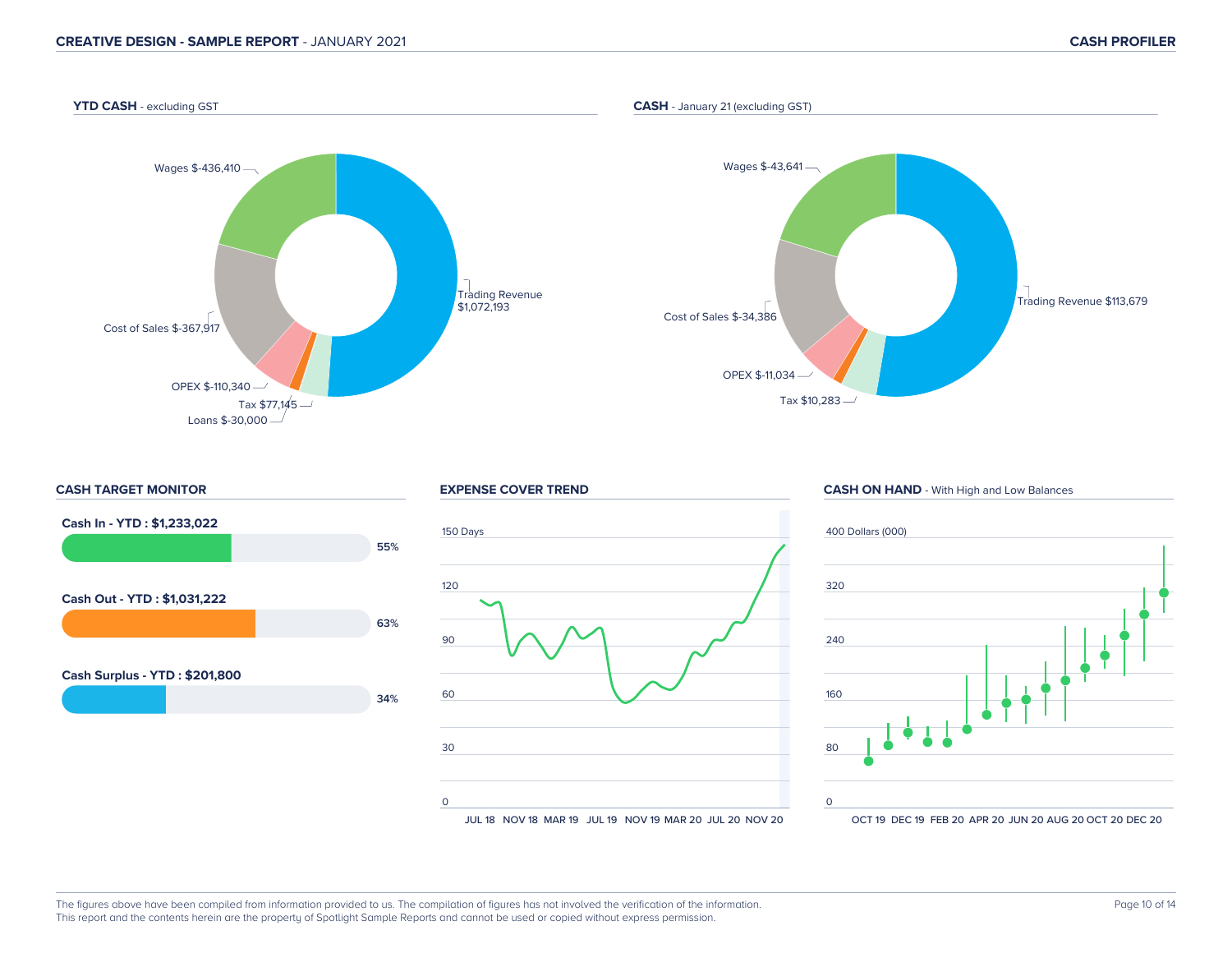## YTD CASH - excluding GST

- Wages $-436,410
- Trading Revenue $1,072,193
- Cost of Sales $-367,917
- OPEX $-110,340
- Tax $77,145
- Loans $-30,000

## CASH - January 21 (excluding GST)

- Wages $-43,641
- Trading Revenue $113,679
- Cost of Sales $-34,386
- OPEX $-11,034
- Tax $10,283

## CASH TARGET MONITOR

**Cash In - YTD : $1,233,022** — 55%

**Cash Out - YTD : $1,031,222** — 63%

**Cash Surplus - YTD : $201,800** — 34%

## EXPENSE COVER TREND

150 Days

120

90

60

30

0

JUL 18 NOV 18 MAR 19 JUL 19 NOV 19 MAR 20 JUL 20 NOV 20

## CASH ON HAND - With High and Low Balances

400 Dollars (000)

320

240

160

80

0

OCT 19 DEC 19 FEB 20 APR 20 JUN 20 AUG 20 OCT 20 DEC 20

The figures above have been compiled from information provided to us. The compilation of figures has not involved the verification of the information.
This report and the contents herein are the property of Spotlight Sample Reports and cannot be used or copied without express permission.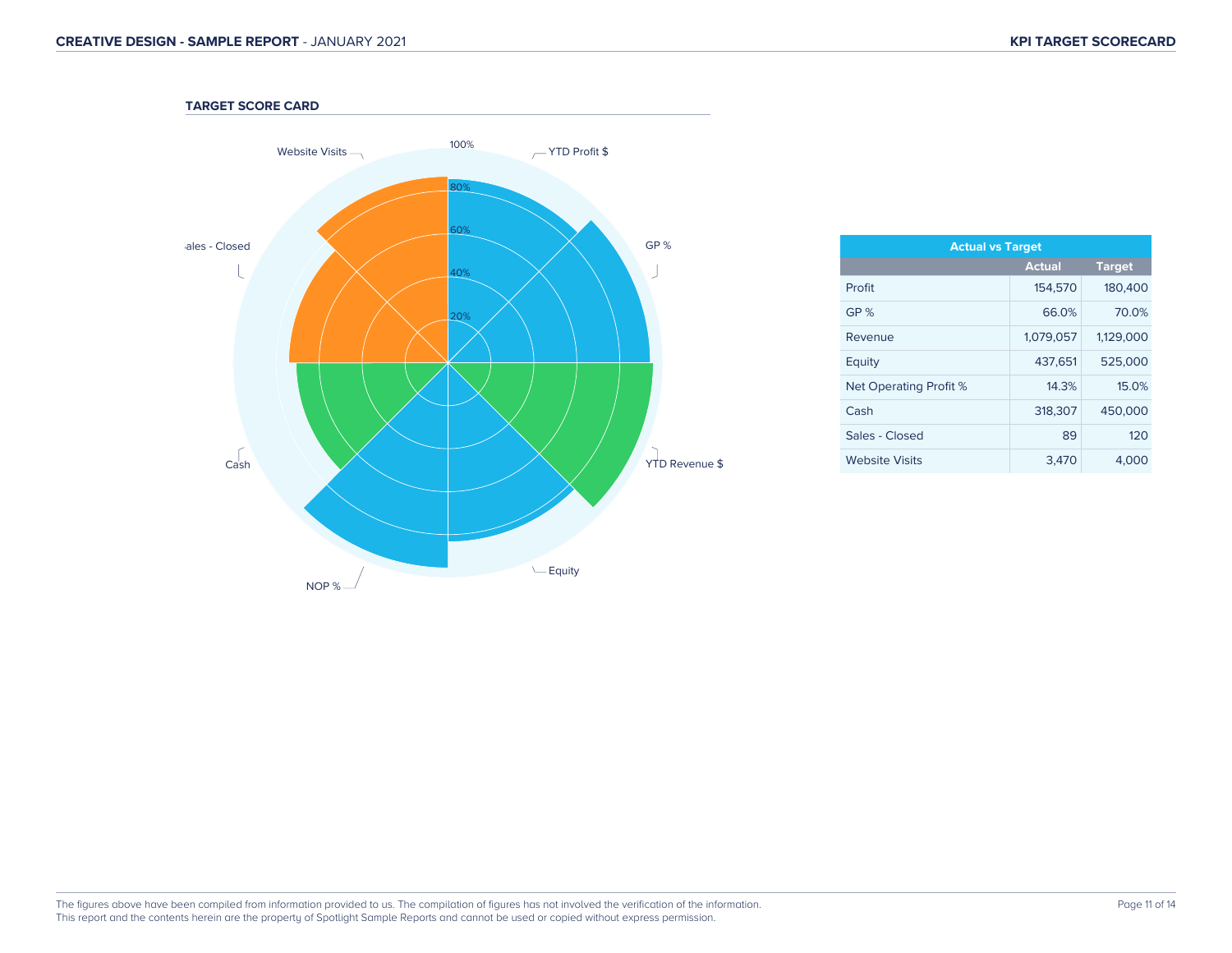## TARGET SCORE CARD

Website Visits

100%

YTD Profit $

80%

60%

40%

20%

ales - Closed

GP %

Cash

YTD Revenue $

NOP %

Equity

| Actual vs Target | | |
|---|---|---|
| | Actual | Target |
| Profit | 154,570 | 180,400 |
| GP % | 66.0% | 70.0% |
| Revenue | 1,079,057 | 1,129,000 |
| Equity | 437,651 | 525,000 |
| Net Operating Profit % | 14.3% | 15.0% |
| Cash | 318,307 | 450,000 |
| Sales - Closed | 89 | 120 |
| Website Visits | 3,470 | 4,000 |

The figures above have been compiled from information provided to us. The compilation of figures has not involved the verification of the information.
This report and the contents herein are the property of Spotlight Sample Reports and cannot be used or copied without express permission.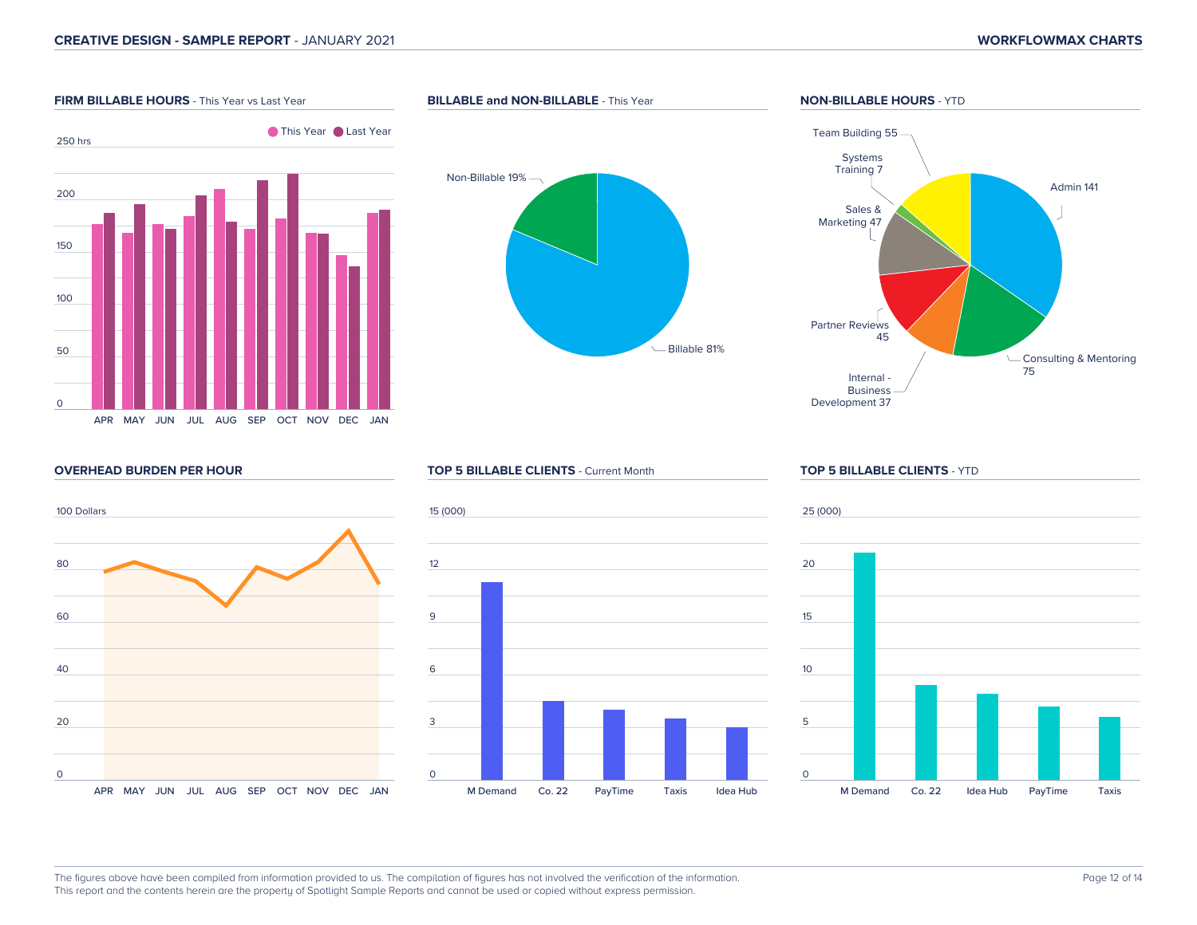## FIRM BILLABLE HOURS - This Year vs Last Year

This Year · Last Year

250 hrs

200

150

100

50

0

APR MAY JUN JUL AUG SEP OCT NOV DEC JAN

## BILLABLE and NON-BILLABLE - This Year

Non-Billable 19%

Billable 81%

## NON-BILLABLE HOURS - YTD

Team Building 55

Systems Training 7

Sales & Marketing 47

Partner Reviews 45

Internal - Business Development 37

Consulting & Mentoring 75

Admin 141

## OVERHEAD BURDEN PER HOUR

100 Dollars

80

60

40

20

0

APR MAY JUN JUL AUG SEP OCT NOV DEC JAN

## TOP 5 BILLABLE CLIENTS - Current Month

15 (000)

12

9

6

3

0

M Demand · Co. 22 · PayTime · Taxis · Idea Hub

## TOP 5 BILLABLE CLIENTS - YTD

25 (000)

20

15

10

5

0

M Demand · Co. 22 · Idea Hub · PayTime · Taxis

The figures above have been compiled from information provided to us. The compilation of figures has not involved the verification of the information.
This report and the contents herein are the property of Spotlight Sample Reports and cannot be used or copied without express permission.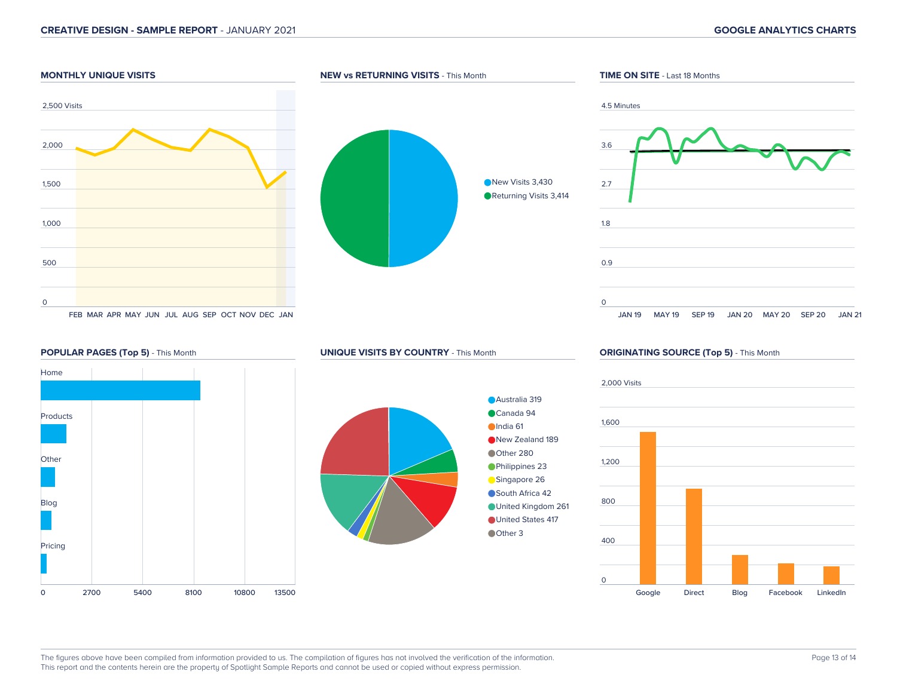## MONTHLY UNIQUE VISITS

2,500 Visits

2,000

1,500

1,000

500

0

FEB MAR APR MAY JUN JUL AUG SEP OCT NOV DEC JAN

## NEW vs RETURNING VISITS - This Month

- New Visits 3,430
- Returning Visits 3,414

## TIME ON SITE - Last 18 Months

4.5 Minutes

3.6

2.7

1.8

0.9

0

JAN 19 MAY 19 SEP 19 JAN 20 MAY 20 SEP 20 JAN 21

## POPULAR PAGES (Top 5) - This Month

Home

Products

Other

Blog

Pricing

0 2700 5400 8100 10800 13500

## UNIQUE VISITS BY COUNTRY - This Month

- Australia 319
- Canada 94
- India 61
- New Zealand 189
- Other 280
- Philippines 23
- Singapore 26
- South Africa 42
- United Kingdom 261
- United States 417
- Other 3

## ORIGINATING SOURCE (Top 5) - This Month

2,000 Visits

1,600

1,200

800

400

0

Google Direct Blog Facebook LinkedIn

The figures above have been compiled from information provided to us. The compilation of figures has not involved the verification of the information.
This report and the contents herein are the property of Spotlight Sample Reports and cannot be used or copied without express permission.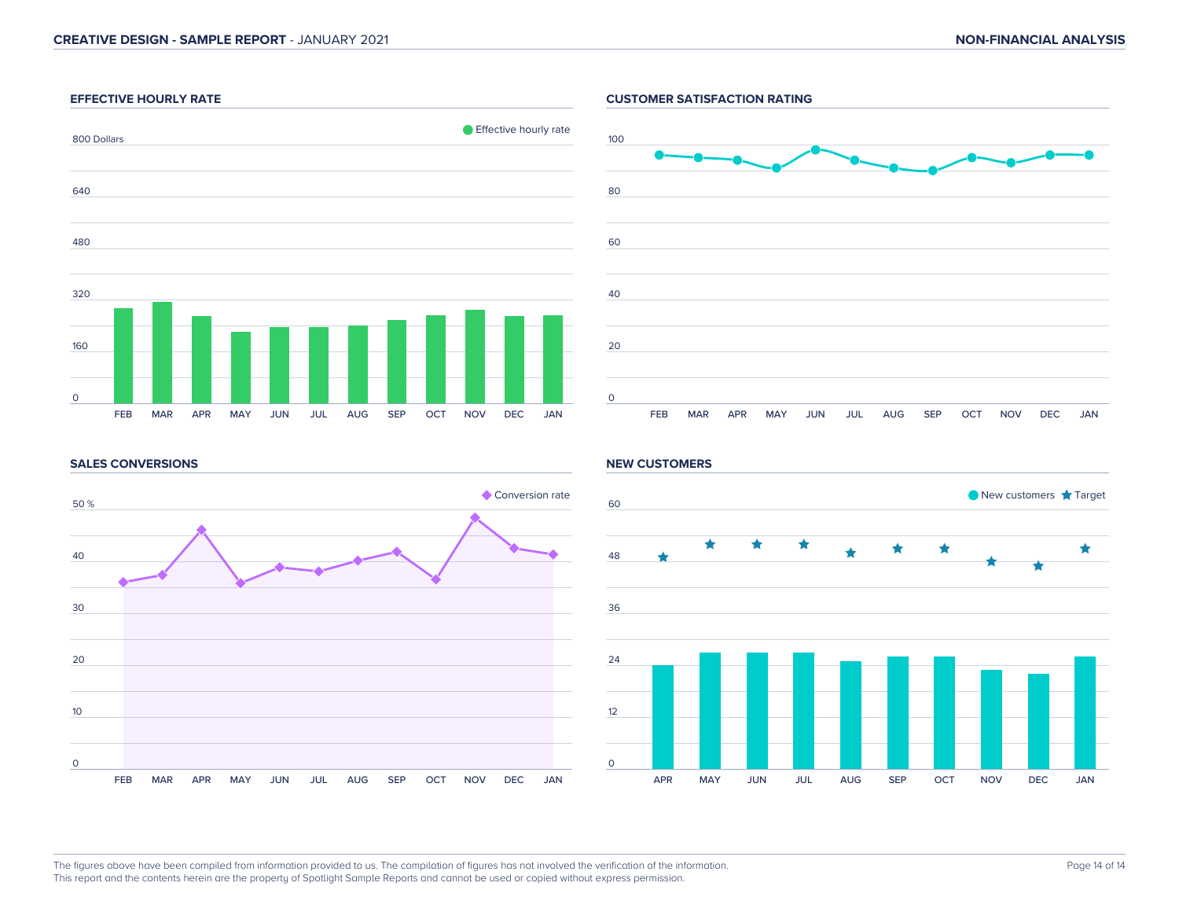## EFFECTIVE HOURLY RATE

Effective hourly rate

800 Dollars
640
480
320
160
0

FEB MAR APR MAY JUN JUL AUG SEP OCT NOV DEC JAN

## CUSTOMER SATISFACTION RATING

100
80
60
40
20
0

FEB MAR APR MAY JUN JUL AUG SEP OCT NOV DEC JAN

## SALES CONVERSIONS

Conversion rate

50 %
40
30
20
10
0

FEB MAR APR MAY JUN JUL AUG SEP OCT NOV DEC JAN

## NEW CUSTOMERS

New customers  Target

60
48
36
24
12
0

APR MAY JUN JUL AUG SEP OCT NOV DEC JAN

The figures above have been compiled from information provided to us. The compilation of figures has not involved the verification of the information.
This report and the contents herein are the property of Spotlight Sample Reports and cannot be used or copied without express permission.